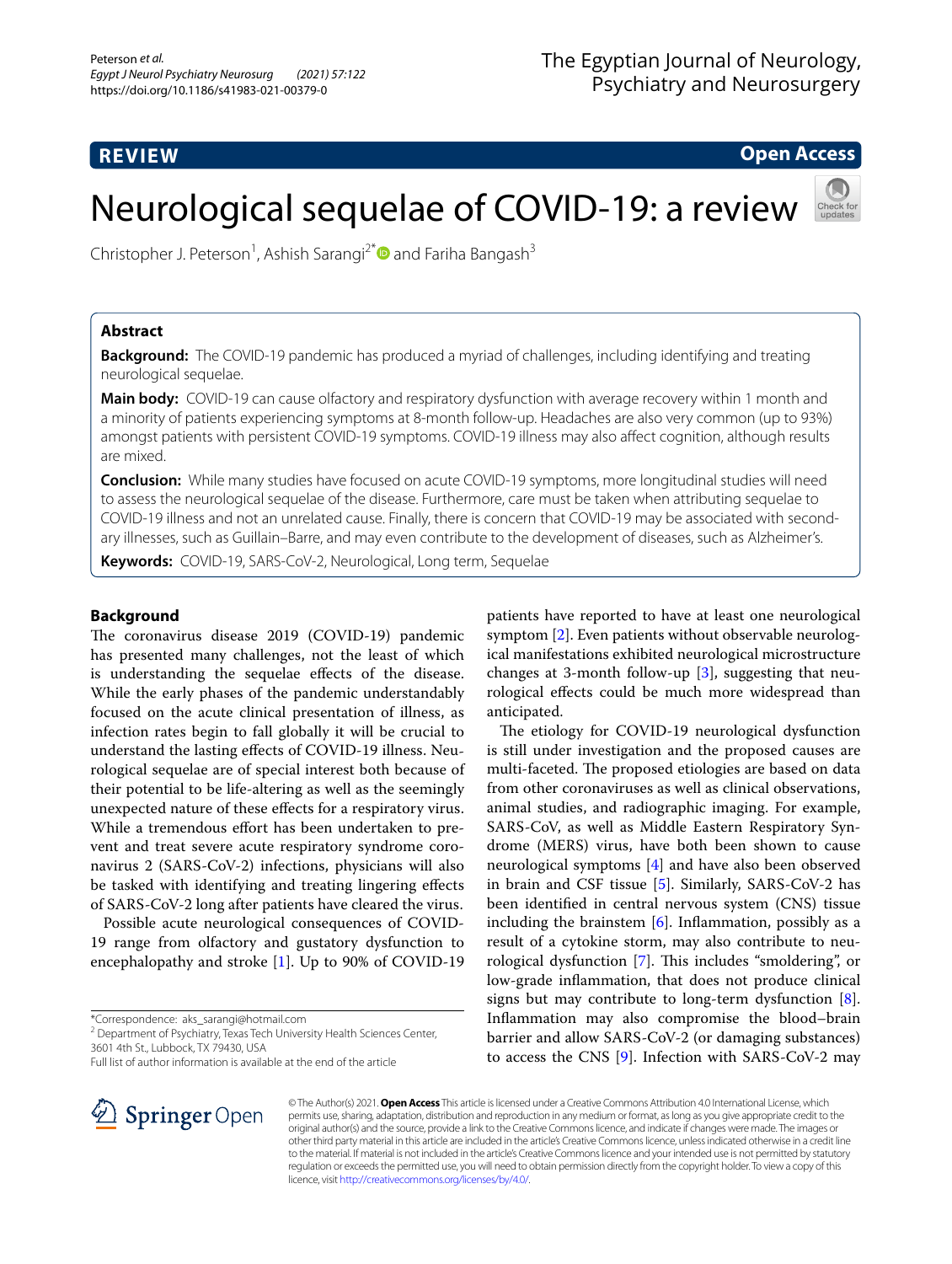REVIEW

Open Access

# Neurological sequelae of COVID-19: a review

Christopher J. Peterson[1], Ashish Sarangi[2*] and Fariha Bangash[3]

## Abstract

**Background:** The COVID-19 pandemic has produced a myriad of challenges, including identifying and treating neurological sequelae.

**Main body:** COVID-19 can cause olfactory and respiratory dysfunction with average recovery within 1 month and a minority of patients experiencing symptoms at 8-month follow-up. Headaches are also very common (up to 93%) amongst patients with persistent COVID-19 symptoms. COVID-19 illness may also affect cognition, although results are mixed.

**Conclusion:** While many studies have focused on acute COVID-19 symptoms, more longitudinal studies will need to assess the neurological sequelae of the disease. Furthermore, care must be taken when attributing sequelae to COVID-19 illness and not an unrelated cause. Finally, there is concern that COVID-19 may be associated with secondary illnesses, such as Guillain–Barre, and may even contribute to the development of diseases, such as Alzheimer's.

**Keywords:** COVID-19, SARS-CoV-2, Neurological, Long term, Sequelae

## Background

The coronavirus disease 2019 (COVID-19) pandemic has presented many challenges, not the least of which is understanding the sequelae effects of the disease. While the early phases of the pandemic understandably focused on the acute clinical presentation of illness, as infection rates begin to fall globally it will be crucial to understand the lasting effects of COVID-19 illness. Neurological sequelae are of special interest both because of their potential to be life-altering as well as the seemingly unexpected nature of these effects for a respiratory virus. While a tremendous effort has been undertaken to prevent and treat severe acute respiratory syndrome coronavirus 2 (SARS-CoV-2) infections, physicians will also be tasked with identifying and treating lingering effects of SARS-CoV-2 long after patients have cleared the virus.

Possible acute neurological consequences of COVID-19 range from olfactory and gustatory dysfunction to encephalopathy and stroke [1]. Up to 90% of COVID-19 patients have reported to have at least one neurological symptom [2]. Even patients without observable neurological manifestations exhibited neurological microstructure changes at 3-month follow-up [3], suggesting that neurological effects could be much more widespread than anticipated.

The etiology for COVID-19 neurological dysfunction is still under investigation and the proposed causes are multi-faceted. The proposed etiologies are based on data from other coronaviruses as well as clinical observations, animal studies, and radiographic imaging. For example, SARS-CoV, as well as Middle Eastern Respiratory Syndrome (MERS) virus, have both been shown to cause neurological symptoms [4] and have also been observed in brain and CSF tissue [5]. Similarly, SARS-CoV-2 has been identified in central nervous system (CNS) tissue including the brainstem [6]. Inflammation, possibly as a result of a cytokine storm, may also contribute to neurological dysfunction [7]. This includes "smoldering", or low-grade inflammation, that does not produce clinical signs but may contribute to long-term dysfunction [8]. Inflammation may also compromise the blood–brain barrier and allow SARS-CoV-2 (or damaging substances) to access the CNS [9]. Infection with SARS-CoV-2 may

*Correspondence: aks_sarangi@hotmail.com
[2] Department of Psychiatry, Texas Tech University Health Sciences Center, 3601 4th St., Lubbock, TX 79430, USA
Full list of author information is available at the end of the article

© The Author(s) 2021. **Open Access** This article is licensed under a Creative Commons Attribution 4.0 International License, which permits use, sharing, adaptation, distribution and reproduction in any medium or format, as long as you give appropriate credit to the original author(s) and the source, provide a link to the Creative Commons licence, and indicate if changes were made. The images or other third party material in this article are included in the article's Creative Commons licence, unless indicated otherwise in a credit line to the material. If material is not included in the article's Creative Commons licence and your intended use is not permitted by statutory regulation or exceeds the permitted use, you will need to obtain permission directly from the copyright holder. To view a copy of this licence, visit http://creativecommons.org/licenses/by/4.0/.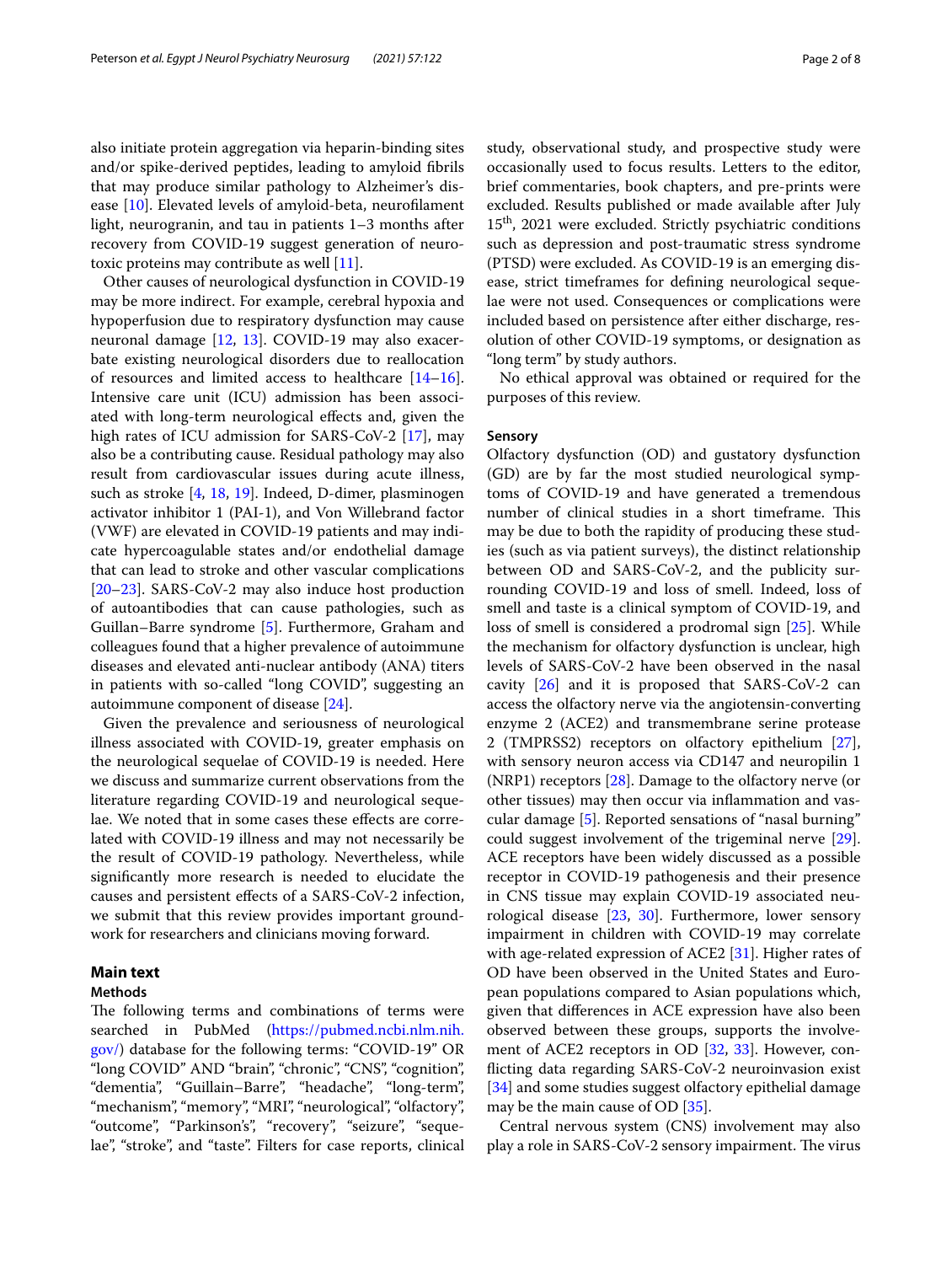also initiate protein aggregation via heparin-binding sites and/or spike-derived peptides, leading to amyloid fibrils that may produce similar pathology to Alzheimer's disease [10]. Elevated levels of amyloid-beta, neurofilament light, neurogranin, and tau in patients 1–3 months after recovery from COVID-19 suggest generation of neurotoxic proteins may contribute as well [11].

Other causes of neurological dysfunction in COVID-19 may be more indirect. For example, cerebral hypoxia and hypoperfusion due to respiratory dysfunction may cause neuronal damage [12, 13]. COVID-19 may also exacerbate existing neurological disorders due to reallocation of resources and limited access to healthcare [14–16]. Intensive care unit (ICU) admission has been associated with long-term neurological effects and, given the high rates of ICU admission for SARS-CoV-2 [17], may also be a contributing cause. Residual pathology may also result from cardiovascular issues during acute illness, such as stroke [4, 18, 19]. Indeed, D-dimer, plasminogen activator inhibitor 1 (PAI-1), and Von Willebrand factor (VWF) are elevated in COVID-19 patients and may indicate hypercoagulable states and/or endothelial damage that can lead to stroke and other vascular complications [20–23]. SARS-CoV-2 may also induce host production of autoantibodies that can cause pathologies, such as Guillan–Barre syndrome [5]. Furthermore, Graham and colleagues found that a higher prevalence of autoimmune diseases and elevated anti-nuclear antibody (ANA) titers in patients with so-called "long COVID", suggesting an autoimmune component of disease [24].

Given the prevalence and seriousness of neurological illness associated with COVID-19, greater emphasis on the neurological sequelae of COVID-19 is needed. Here we discuss and summarize current observations from the literature regarding COVID-19 and neurological sequelae. We noted that in some cases these effects are correlated with COVID-19 illness and may not necessarily be the result of COVID-19 pathology. Nevertheless, while significantly more research is needed to elucidate the causes and persistent effects of a SARS-CoV-2 infection, we submit that this review provides important groundwork for researchers and clinicians moving forward.

## Main text

### Methods

The following terms and combinations of terms were searched in PubMed (https://pubmed.ncbi.nlm.nih.gov/) database for the following terms: "COVID-19" OR "long COVID" AND "brain", "chronic", "CNS", "cognition", "dementia", "Guillain–Barre", "headache", "long-term", "mechanism", "memory", "MRI", "neurological", "olfactory", "outcome", "Parkinson's", "recovery", "seizure", "sequelae", "stroke", and "taste". Filters for case reports, clinical study, observational study, and prospective study were occasionally used to focus results. Letters to the editor, brief commentaries, book chapters, and pre-prints were excluded. Results published or made available after July 15th, 2021 were excluded. Strictly psychiatric conditions such as depression and post-traumatic stress syndrome (PTSD) were excluded. As COVID-19 is an emerging disease, strict timeframes for defining neurological sequelae were not used. Consequences or complications were included based on persistence after either discharge, resolution of other COVID-19 symptoms, or designation as "long term" by study authors.

No ethical approval was obtained or required for the purposes of this review.

### Sensory

Olfactory dysfunction (OD) and gustatory dysfunction (GD) are by far the most studied neurological symptoms of COVID-19 and have generated a tremendous number of clinical studies in a short timeframe. This may be due to both the rapidity of producing these studies (such as via patient surveys), the distinct relationship between OD and SARS-CoV-2, and the publicity surrounding COVID-19 and loss of smell. Indeed, loss of smell and taste is a clinical symptom of COVID-19, and loss of smell is considered a prodromal sign [25]. While the mechanism for olfactory dysfunction is unclear, high levels of SARS-CoV-2 have been observed in the nasal cavity [26] and it is proposed that SARS-CoV-2 can access the olfactory nerve via the angiotensin-converting enzyme 2 (ACE2) and transmembrane serine protease 2 (TMPRSS2) receptors on olfactory epithelium [27], with sensory neuron access via CD147 and neuropilin 1 (NRP1) receptors [28]. Damage to the olfactory nerve (or other tissues) may then occur via inflammation and vascular damage [5]. Reported sensations of "nasal burning" could suggest involvement of the trigeminal nerve [29]. ACE receptors have been widely discussed as a possible receptor in COVID-19 pathogenesis and their presence in CNS tissue may explain COVID-19 associated neurological disease [23, 30]. Furthermore, lower sensory impairment in children with COVID-19 may correlate with age-related expression of ACE2 [31]. Higher rates of OD have been observed in the United States and European populations compared to Asian populations which, given that differences in ACE expression have also been observed between these groups, supports the involvement of ACE2 receptors in OD [32, 33]. However, conflicting data regarding SARS-CoV-2 neuroinvasion exist [34] and some studies suggest olfactory epithelial damage may be the main cause of OD [35].

Central nervous system (CNS) involvement may also play a role in SARS-CoV-2 sensory impairment. The virus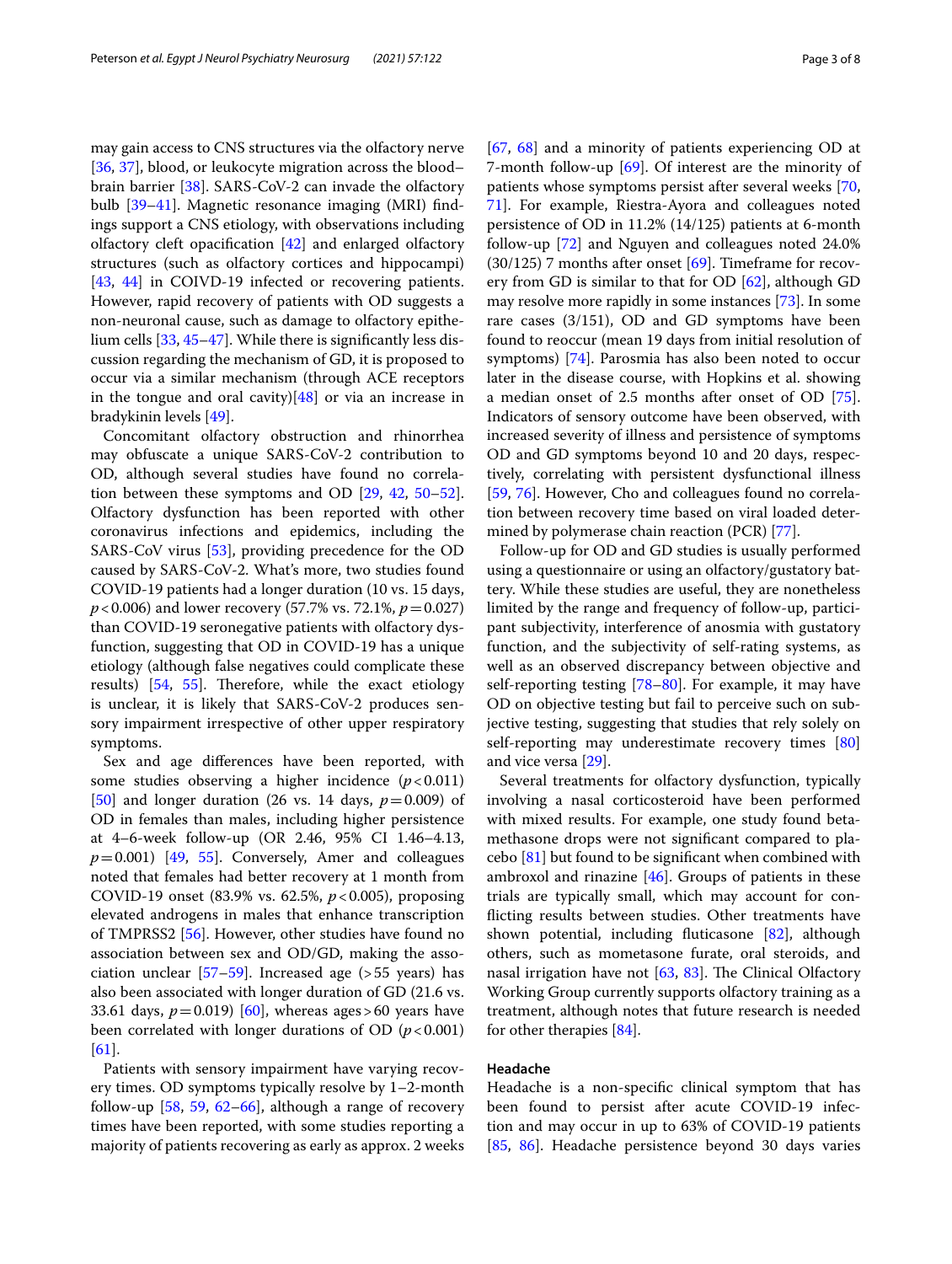may gain access to CNS structures via the olfactory nerve [36, 37], blood, or leukocyte migration across the blood–brain barrier [38]. SARS-CoV-2 can invade the olfactory bulb [39–41]. Magnetic resonance imaging (MRI) findings support a CNS etiology, with observations including olfactory cleft opacification [42] and enlarged olfactory structures (such as olfactory cortices and hippocampi) [43, 44] in COIVD-19 infected or recovering patients. However, rapid recovery of patients with OD suggests a non-neuronal cause, such as damage to olfactory epithelium cells [33, 45–47]. While there is significantly less discussion regarding the mechanism of GD, it is proposed to occur via a similar mechanism (through ACE receptors in the tongue and oral cavity)[48] or via an increase in bradykinin levels [49].

Concomitant olfactory obstruction and rhinorrhea may obfuscate a unique SARS-CoV-2 contribution to OD, although several studies have found no correlation between these symptoms and OD [29, 42, 50–52]. Olfactory dysfunction has been reported with other coronavirus infections and epidemics, including the SARS-CoV virus [53], providing precedence for the OD caused by SARS-CoV-2. What's more, two studies found COVID-19 patients had a longer duration (10 vs. 15 days, $p<0.006$) and lower recovery (57.7% vs. 72.1%, $p=0.027$) than COVID-19 seronegative patients with olfactory dysfunction, suggesting that OD in COVID-19 has a unique etiology (although false negatives could complicate these results) [54, 55]. Therefore, while the exact etiology is unclear, it is likely that SARS-CoV-2 produces sensory impairment irrespective of other upper respiratory symptoms.

Sex and age differences have been reported, with some studies observing a higher incidence ($p<0.011$) [50] and longer duration (26 vs. 14 days, $p=0.009$) of OD in females than males, including higher persistence at 4–6-week follow-up (OR 2.46, 95% CI 1.46–4.13, $p=0.001$) [49, 55]. Conversely, Amer and colleagues noted that females had better recovery at 1 month from COVID-19 onset (83.9% vs. 62.5%, $p<0.005$), proposing elevated androgens in males that enhance transcription of TMPRSS2 [56]. However, other studies have found no association between sex and OD/GD, making the association unclear [57–59]. Increased age (>55 years) has also been associated with longer duration of GD (21.6 vs. 33.61 days, $p=0.019$) [60], whereas ages >60 years have been correlated with longer durations of OD ($p<0.001$) [61].

Patients with sensory impairment have varying recovery times. OD symptoms typically resolve by 1–2-month follow-up [58, 59, 62–66], although a range of recovery times have been reported, with some studies reporting a majority of patients recovering as early as approx. 2 weeks [67, 68] and a minority of patients experiencing OD at 7-month follow-up [69]. Of interest are the minority of patients whose symptoms persist after several weeks [70, 71]. For example, Riestra-Ayora and colleagues noted persistence of OD in 11.2% (14/125) patients at 6-month follow-up [72] and Nguyen and colleagues noted 24.0% (30/125) 7 months after onset [69]. Timeframe for recovery from GD is similar to that for OD [62], although GD may resolve more rapidly in some instances [73]. In some rare cases (3/151), OD and GD symptoms have been found to reoccur (mean 19 days from initial resolution of symptoms) [74]. Parosmia has also been noted to occur later in the disease course, with Hopkins et al. showing a median onset of 2.5 months after onset of OD [75]. Indicators of sensory outcome have been observed, with increased severity of illness and persistence of symptoms OD and GD symptoms beyond 10 and 20 days, respectively, correlating with persistent dysfunctional illness [59, 76]. However, Cho and colleagues found no correlation between recovery time based on viral loaded determined by polymerase chain reaction (PCR) [77].

Follow-up for OD and GD studies is usually performed using a questionnaire or using an olfactory/gustatory battery. While these studies are useful, they are nonetheless limited by the range and frequency of follow-up, participant subjectivity, interference of anosmia with gustatory function, and the subjectivity of self-rating systems, as well as an observed discrepancy between objective and self-reporting testing [78–80]. For example, it may have OD on objective testing but fail to perceive such on subjective testing, suggesting that studies that rely solely on self-reporting may underestimate recovery times [80] and vice versa [29].

Several treatments for olfactory dysfunction, typically involving a nasal corticosteroid have been performed with mixed results. For example, one study found betamethasone drops were not significant compared to placebo [81] but found to be significant when combined with ambroxol and rinazine [46]. Groups of patients in these trials are typically small, which may account for conflicting results between studies. Other treatments have shown potential, including fluticasone [82], although others, such as mometasone furate, oral steroids, and nasal irrigation have not [63, 83]. The Clinical Olfactory Working Group currently supports olfactory training as a treatment, although notes that future research is needed for other therapies [84].

## Headache

Headache is a non-specific clinical symptom that has been found to persist after acute COVID-19 infection and may occur in up to 63% of COVID-19 patients [85, 86]. Headache persistence beyond 30 days varies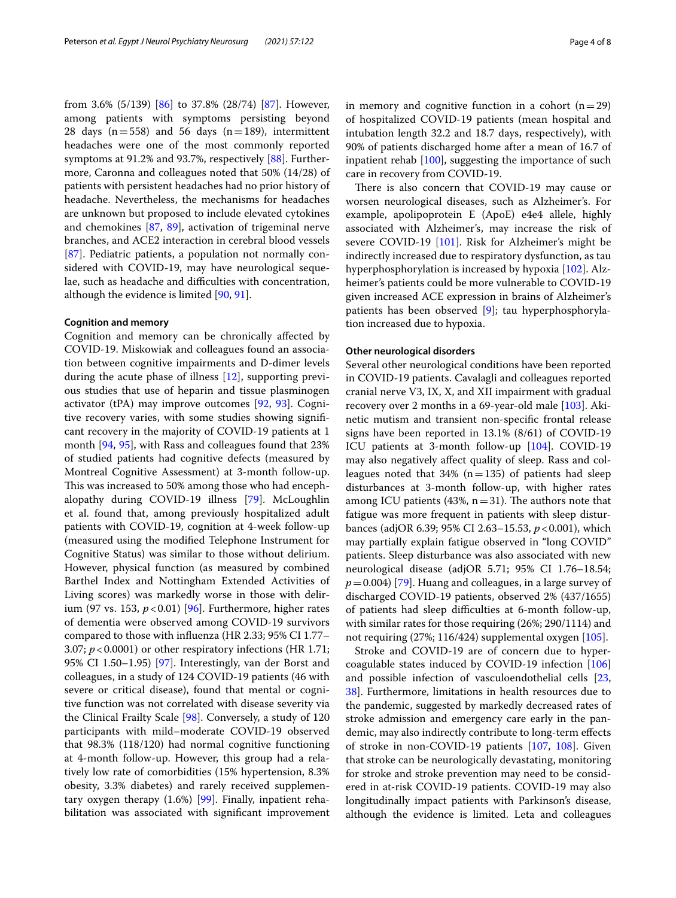from 3.6% (5/139) [86] to 37.8% (28/74) [87]. However, among patients with symptoms persisting beyond 28 days (n = 558) and 56 days (n = 189), intermittent headaches were one of the most commonly reported symptoms at 91.2% and 93.7%, respectively [88]. Furthermore, Caronna and colleagues noted that 50% (14/28) of patients with persistent headaches had no prior history of headache. Nevertheless, the mechanisms for headaches are unknown but proposed to include elevated cytokines and chemokines [87, 89], activation of trigeminal nerve branches, and ACE2 interaction in cerebral blood vessels [87]. Pediatric patients, a population not normally considered with COVID-19, may have neurological sequelae, such as headache and difficulties with concentration, although the evidence is limited [90, 91].

#### Cognition and memory

Cognition and memory can be chronically affected by COVID-19. Miskowiak and colleagues found an association between cognitive impairments and D-dimer levels during the acute phase of illness [12], supporting previous studies that use of heparin and tissue plasminogen activator (tPA) may improve outcomes [92, 93]. Cognitive recovery varies, with some studies showing significant recovery in the majority of COVID-19 patients at 1 month [94, 95], with Rass and colleagues found that 23% of studied patients had cognitive defects (measured by Montreal Cognitive Assessment) at 3-month follow-up. This was increased to 50% among those who had encephalopathy during COVID-19 illness [79]. McLoughlin et al. found that, among previously hospitalized adult patients with COVID-19, cognition at 4-week follow-up (measured using the modified Telephone Instrument for Cognitive Status) was similar to those without delirium. However, physical function (as measured by combined Barthel Index and Nottingham Extended Activities of Living scores) was markedly worse in those with delirium (97 vs. 153, $p < 0.01$) [96]. Furthermore, higher rates of dementia were observed among COVID-19 survivors compared to those with influenza (HR 2.33; 95% CI 1.77–3.07; $p < 0.0001$) or other respiratory infections (HR 1.71; 95% CI 1.50–1.95) [97]. Interestingly, van der Borst and colleagues, in a study of 124 COVID-19 patients (46 with severe or critical disease), found that mental or cognitive function was not correlated with disease severity via the Clinical Frailty Scale [98]. Conversely, a study of 120 participants with mild–moderate COVID-19 observed that 98.3% (118/120) had normal cognitive functioning at 4-month follow-up. However, this group had a relatively low rate of comorbidities (15% hypertension, 8.3% obesity, 3.3% diabetes) and rarely received supplementary oxygen therapy (1.6%) [99]. Finally, inpatient rehabilitation was associated with significant improvement in memory and cognitive function in a cohort (n = 29) of hospitalized COVID-19 patients (mean hospital and intubation length 32.2 and 18.7 days, respectively), with 90% of patients discharged home after a mean of 16.7 of inpatient rehab [100], suggesting the importance of such care in recovery from COVID-19.

There is also concern that COVID-19 may cause or worsen neurological diseases, such as Alzheimer's. For example, apolipoprotein E (ApoE) e4e4 allele, highly associated with Alzheimer's, may increase the risk of severe COVID-19 [101]. Risk for Alzheimer's might be indirectly increased due to respiratory dysfunction, as tau hyperphosphorylation is increased by hypoxia [102]. Alzheimer's patients could be more vulnerable to COVID-19 given increased ACE expression in brains of Alzheimer's patients has been observed [9]; tau hyperphosphorylation increased due to hypoxia.

#### Other neurological disorders

Several other neurological conditions have been reported in COVID-19 patients. Cavalagli and colleagues reported cranial nerve V3, IX, X, and XII impairment with gradual recovery over 2 months in a 69-year-old male [103]. Akinetic mutism and transient non-specific frontal release signs have been reported in 13.1% (8/61) of COVID-19 ICU patients at 3-month follow-up [104]. COVID-19 may also negatively affect quality of sleep. Rass and colleagues noted that 34% (n = 135) of patients had sleep disturbances at 3-month follow-up, with higher rates among ICU patients (43%, n = 31). The authors note that fatigue was more frequent in patients with sleep disturbances (adjOR 6.39; 95% CI 2.63–15.53, $p < 0.001$), which may partially explain fatigue observed in "long COVID" patients. Sleep disturbance was also associated with new neurological disease (adjOR 5.71; 95% CI 1.76–18.54; $p = 0.004$) [79]. Huang and colleagues, in a large survey of discharged COVID-19 patients, observed 2% (437/1655) of patients had sleep difficulties at 6-month follow-up, with similar rates for those requiring (26%; 290/1114) and not requiring (27%; 116/424) supplemental oxygen [105].

Stroke and COVID-19 are of concern due to hypercoagulable states induced by COVID-19 infection [106] and possible infection of vasculoendothelial cells [23, 38]. Furthermore, limitations in health resources due to the pandemic, suggested by markedly decreased rates of stroke admission and emergency care early in the pandemic, may also indirectly contribute to long-term effects of stroke in non-COVID-19 patients [107, 108]. Given that stroke can be neurologically devastating, monitoring for stroke and stroke prevention may need to be considered in at-risk COVID-19 patients. COVID-19 may also longitudinally impact patients with Parkinson's disease, although the evidence is limited. Leta and colleagues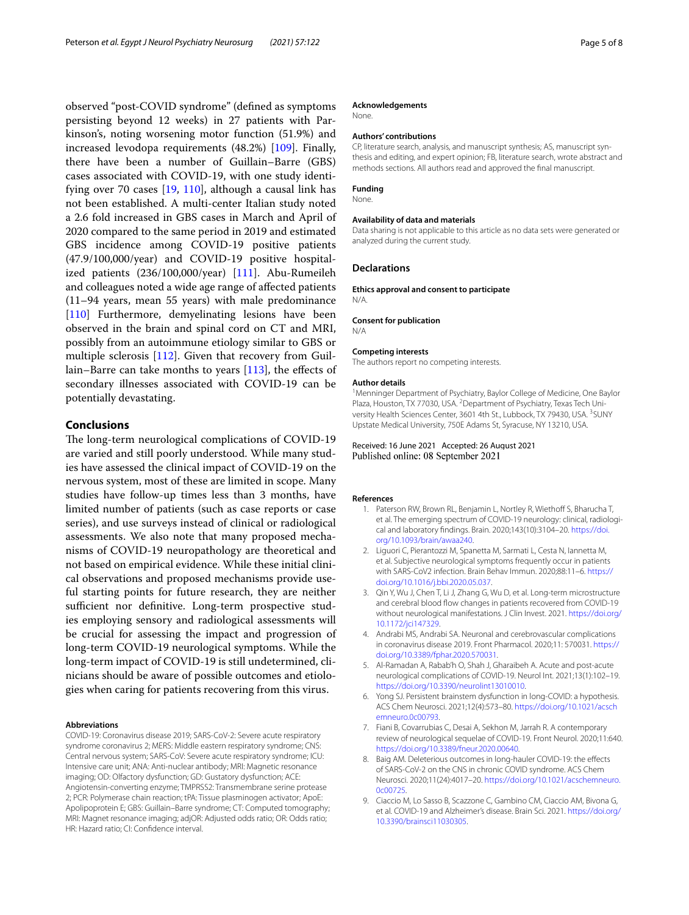observed "post-COVID syndrome" (defined as symptoms persisting beyond 12 weeks) in 27 patients with Parkinson's, noting worsening motor function (51.9%) and increased levodopa requirements (48.2%) [109]. Finally, there have been a number of Guillain–Barre (GBS) cases associated with COVID-19, with one study identifying over 70 cases [19, 110], although a causal link has not been established. A multi-center Italian study noted a 2.6 fold increased in GBS cases in March and April of 2020 compared to the same period in 2019 and estimated GBS incidence among COVID-19 positive patients (47.9/100,000/year) and COVID-19 positive hospitalized patients (236/100,000/year) [111]. Abu-Rumeileh and colleagues noted a wide age range of affected patients (11–94 years, mean 55 years) with male predominance [110] Furthermore, demyelinating lesions have been observed in the brain and spinal cord on CT and MRI, possibly from an autoimmune etiology similar to GBS or multiple sclerosis [112]. Given that recovery from Guillain–Barre can take months to years [113], the effects of secondary illnesses associated with COVID-19 can be potentially devastating.

## Conclusions

The long-term neurological complications of COVID-19 are varied and still poorly understood. While many studies have assessed the clinical impact of COVID-19 on the nervous system, most of these are limited in scope. Many studies have follow-up times less than 3 months, have limited number of patients (such as case reports or case series), and use surveys instead of clinical or radiological assessments. We also note that many proposed mechanisms of COVID-19 neuropathology are theoretical and not based on empirical evidence. While these initial clinical observations and proposed mechanisms provide useful starting points for future research, they are neither sufficient nor definitive. Long-term prospective studies employing sensory and radiological assessments will be crucial for assessing the impact and progression of long-term COVID-19 neurological symptoms. While the long-term impact of COVID-19 is still undetermined, clinicians should be aware of possible outcomes and etiologies when caring for patients recovering from this virus.

#### Abbreviations

COVID-19: Coronavirus disease 2019; SARS-CoV-2: Severe acute respiratory syndrome coronavirus 2; MERS: Middle eastern respiratory syndrome; CNS: Central nervous system; SARS-CoV: Severe acute respiratory syndrome; ICU: Intensive care unit; ANA: Anti-nuclear antibody; MRI: Magnetic resonance imaging; OD: Olfactory dysfunction; GD: Gustatory dysfunction; ACE: Angiotensin-converting enzyme; TMPRSS2: Transmembrane serine protease 2; PCR: Polymerase chain reaction; tPA: Tissue plasminogen activator; ApoE: Apolipoprotein E; GBS: Guillain–Barre syndrome; CT: Computed tomography; MRI: Magnet resonance imaging; adjOR: Adjusted odds ratio; OR: Odds ratio; HR: Hazard ratio; CI: Confidence interval.

#### Acknowledgements

None.

#### Authors' contributions

CP, literature search, analysis, and manuscript synthesis; AS, manuscript synthesis and editing, and expert opinion; FB, literature search, wrote abstract and methods sections. All authors read and approved the final manuscript.

#### Funding

None.

#### Availability of data and materials

Data sharing is not applicable to this article as no data sets were generated or analyzed during the current study.

### Declarations

#### Ethics approval and consent to participate

N/A.

#### Consent for publication

N/A

#### Competing interests

The authors report no competing interests.

#### Author details

[1]Menninger Department of Psychiatry, Baylor College of Medicine, One Baylor Plaza, Houston, TX 77030, USA. [2]Department of Psychiatry, Texas Tech University Health Sciences Center, 3601 4th St., Lubbock, TX 79430, USA. [3]SUNY Upstate Medical University, 750E Adams St, Syracuse, NY 13210, USA.

Received: 16 June 2021 Accepted: 26 August 2021
Published online: 08 September 2021

#### References

1. Paterson RW, Brown RL, Benjamin L, Nortley R, Wiethoff S, Bharucha T, et al. The emerging spectrum of COVID-19 neurology: clinical, radiological and laboratory findings. Brain. 2020;143(10):3104–20. https://doi.org/10.1093/brain/awaa240.
2. Liguori C, Pierantozzi M, Spanetta M, Sarmati L, Cesta N, Iannetta M, et al. Subjective neurological symptoms frequently occur in patients with SARS-CoV2 infection. Brain Behav Immun. 2020;88:11–6. https://doi.org/10.1016/j.bbi.2020.05.037.
3. Qin Y, Wu J, Chen T, Li J, Zhang G, Wu D, et al. Long-term microstructure and cerebral blood flow changes in patients recovered from COVID-19 without neurological manifestations. J Clin Invest. 2021. https://doi.org/10.1172/jci147329.
4. Andrabi MS, Andrabi SA. Neuronal and cerebrovascular complications in coronavirus disease 2019. Front Pharmacol. 2020;11: 570031. https://doi.org/10.3389/fphar.2020.570031.
5. Al-Ramadan A, Rabab'h O, Shah J, Gharaibeh A. Acute and post-acute neurological complications of COVID-19. Neurol Int. 2021;13(1):102–19. https://doi.org/10.3390/neurolint13010010.
6. Yong SJ. Persistent brainstem dysfunction in long-COVID: a hypothesis. ACS Chem Neurosci. 2021;12(4):573–80. https://doi.org/10.1021/acschemneuro.0c00793.
7. Fiani B, Covarrubias C, Desai A, Sekhon M, Jarrah R. A contemporary review of neurological sequelae of COVID-19. Front Neurol. 2020;11:640. https://doi.org/10.3389/fneur.2020.00640.
8. Baig AM. Deleterious outcomes in long-hauler COVID-19: the effects of SARS-CoV-2 on the CNS in chronic COVID syndrome. ACS Chem Neurosci. 2020;11(24):4017–20. https://doi.org/10.1021/acschemneuro.0c00725.
9. Ciaccio M, Lo Sasso B, Scazzone C, Gambino CM, Ciaccio AM, Bivona G, et al. COVID-19 and Alzheimer's disease. Brain Sci. 2021. https://doi.org/10.3390/brainsci11030305.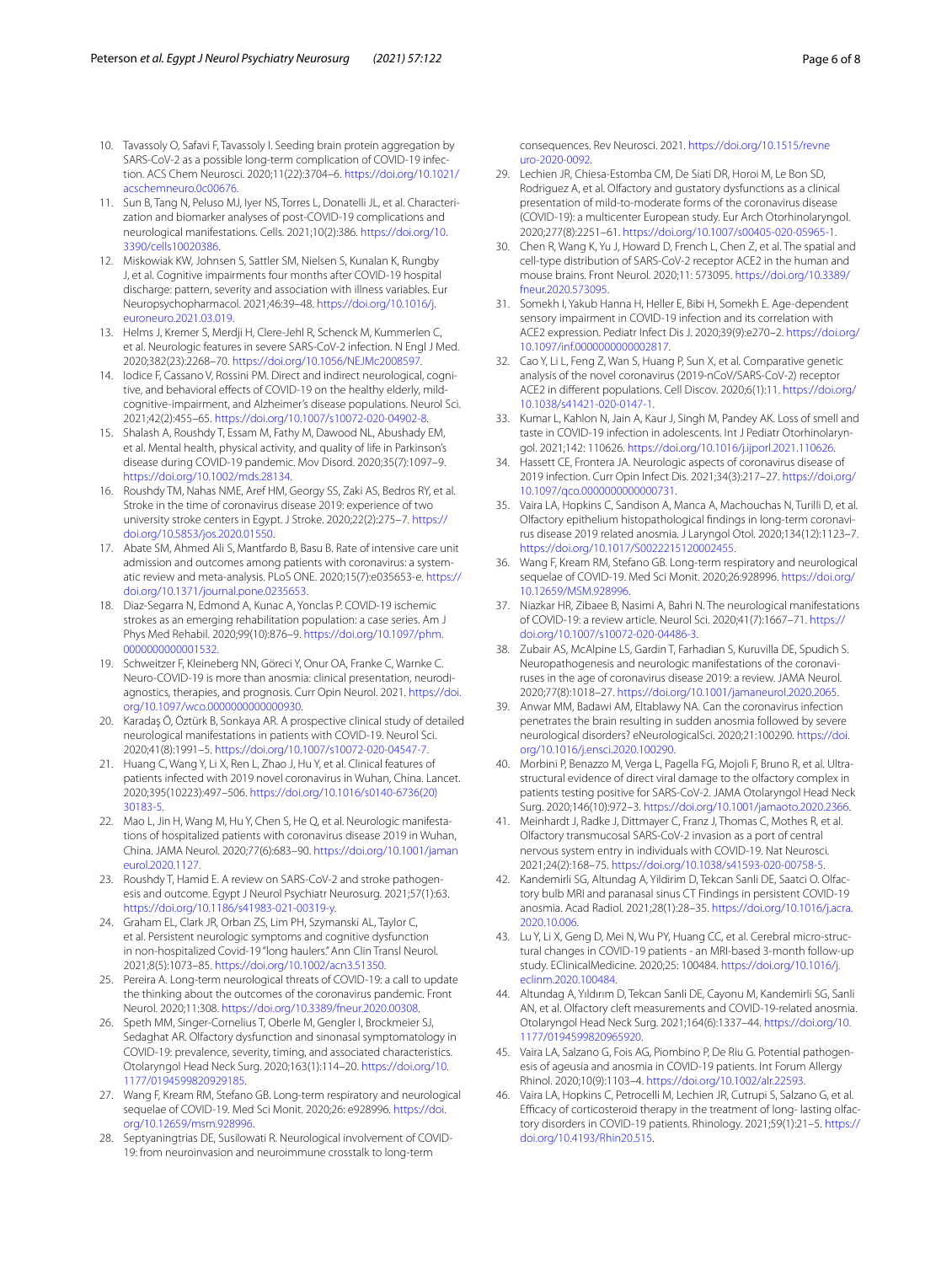10. Tavassoly O, Safavi F, Tavassoly I. Seeding brain protein aggregation by SARS-CoV-2 as a possible long-term complication of COVID-19 infection. ACS Chem Neurosci. 2020;11(22):3704–6. https://doi.org/10.1021/acschemneuro.0c00676.
11. Sun B, Tang N, Peluso MJ, Iyer NS, Torres L, Donatelli JL, et al. Characterization and biomarker analyses of post-COVID-19 complications and neurological manifestations. Cells. 2021;10(2):386. https://doi.org/10.3390/cells10020386.
12. Miskowiak KW, Johnsen S, Sattler SM, Nielsen S, Kunalan K, Rungby J, et al. Cognitive impairments four months after COVID-19 hospital discharge: pattern, severity and association with illness variables. Eur Neuropsychopharmacol. 2021;46:39–48. https://doi.org/10.1016/j.euroneuro.2021.03.019.
13. Helms J, Kremer S, Merdji H, Clere-Jehl R, Schenck M, Kummerlen C, et al. Neurologic features in severe SARS-CoV-2 infection. N Engl J Med. 2020;382(23):2268–70. https://doi.org/10.1056/NEJMc2008597.
14. Iodice F, Cassano V, Rossini PM. Direct and indirect neurological, cognitive, and behavioral effects of COVID-19 on the healthy elderly, mild-cognitive-impairment, and Alzheimer's disease populations. Neurol Sci. 2021;42(2):455–65. https://doi.org/10.1007/s10072-020-04902-8.
15. Shalash A, Roushdy T, Essam M, Fathy M, Dawood NL, Abushady EM, et al. Mental health, physical activity, and quality of life in Parkinson's disease during COVID-19 pandemic. Mov Disord. 2020;35(7):1097–9. https://doi.org/10.1002/mds.28134.
16. Roushdy TM, Nahas NME, Aref HM, Georgy SS, Zaki AS, Bedros RY, et al. Stroke in the time of coronavirus disease 2019: experience of two university stroke centers in Egypt. J Stroke. 2020;22(2):275–7. https://doi.org/10.5853/jos.2020.01550.
17. Abate SM, Ahmed Ali S, Mantfardo B, Basu B. Rate of intensive care unit admission and outcomes among patients with coronavirus: a systematic review and meta-analysis. PLoS ONE. 2020;15(7):e035653-e. https://doi.org/10.1371/journal.pone.0235653.
18. Diaz-Segarra N, Edmond A, Kunac A, Yonclas P. COVID-19 ischemic strokes as an emerging rehabilitation population: a case series. Am J Phys Med Rehabil. 2020;99(10):876–9. https://doi.org/10.1097/phm.0000000000001532.
19. Schweitzer F, Kleineberg NN, Göreci Y, Onur OA, Franke C, Warnke C. Neuro-COVID-19 is more than anosmia: clinical presentation, neurodiagnostics, therapies, and prognosis. Curr Opin Neurol. 2021. https://doi.org/10.1097/wco.0000000000000930.
20. Karadaş Ö, Öztürk B, Sonkaya AR. A prospective clinical study of detailed neurological manifestations in patients with COVID-19. Neurol Sci. 2020;41(8):1991–5. https://doi.org/10.1007/s10072-020-04547-7.
21. Huang C, Wang Y, Li X, Ren L, Zhao J, Hu Y, et al. Clinical features of patients infected with 2019 novel coronavirus in Wuhan, China. Lancet. 2020;395(10223):497–506. https://doi.org/10.1016/s0140-6736(20)30183-5.
22. Mao L, Jin H, Wang M, Hu Y, Chen S, He Q, et al. Neurologic manifestations of hospitalized patients with coronavirus disease 2019 in Wuhan, China. JAMA Neurol. 2020;77(6):683–90. https://doi.org/10.1001/jamaneurol.2020.1127.
23. Roushdy T, Hamid E. A review on SARS-CoV-2 and stroke pathogenesis and outcome. Egypt J Neurol Psychiatr Neurosurg. 2021;57(1):63. https://doi.org/10.1186/s41983-021-00319-y.
24. Graham EL, Clark JR, Orban ZS, Lim PH, Szymanski AL, Taylor C, et al. Persistent neurologic symptoms and cognitive dysfunction in non-hospitalized Covid-19 "long haulers." Ann Clin Transl Neurol. 2021;8(5):1073–85. https://doi.org/10.1002/acn3.51350.
25. Pereira A. Long-term neurological threats of COVID-19: a call to update the thinking about the outcomes of the coronavirus pandemic. Front Neurol. 2020;11:308. https://doi.org/10.3389/fneur.2020.00308.
26. Speth MM, Singer-Cornelius T, Oberle M, Gengler I, Brockmeier SJ, Sedaghat AR. Olfactory dysfunction and sinonasal symptomatology in COVID-19: prevalence, severity, timing, and associated characteristics. Otolaryngol Head Neck Surg. 2020;163(1):114–20. https://doi.org/10.1177/0194599820929185.
27. Wang F, Kream RM, Stefano GB. Long-term respiratory and neurological sequelae of COVID-19. Med Sci Monit. 2020;26: e928996. https://doi.org/10.12659/msm.928996.
28. Septyaningtrias DE, Susilowati R. Neurological involvement of COVID-19: from neuroinvasion and neuroimmune crosstalk to long-term consequences. Rev Neurosci. 2021. https://doi.org/10.1515/revneuro-2020-0092.
29. Lechien JR, Chiesa-Estomba CM, De Siati DR, Horoi M, Le Bon SD, Rodriguez A, et al. Olfactory and gustatory dysfunctions as a clinical presentation of mild-to-moderate forms of the coronavirus disease (COVID-19): a multicenter European study. Eur Arch Otorhinolaryngol. 2020;277(8):2251–61. https://doi.org/10.1007/s00405-020-05965-1.
30. Chen R, Wang K, Yu J, Howard D, French L, Chen Z, et al. The spatial and cell-type distribution of SARS-CoV-2 receptor ACE2 in the human and mouse brains. Front Neurol. 2020;11: 573095. https://doi.org/10.3389/fneur.2020.573095.
31. Somekh I, Yakub Hanna H, Heller E, Bibi H, Somekh E. Age-dependent sensory impairment in COVID-19 infection and its correlation with ACE2 expression. Pediatr Infect Dis J. 2020;39(9):e270–2. https://doi.org/10.1097/inf.0000000000002817.
32. Cao Y, Li L, Feng Z, Wan S, Huang P, Sun X, et al. Comparative genetic analysis of the novel coronavirus (2019-nCoV/SARS-CoV-2) receptor ACE2 in different populations. Cell Discov. 2020;6(1):11. https://doi.org/10.1038/s41421-020-0147-1.
33. Kumar L, Kahlon N, Jain A, Kaur J, Singh M, Pandey AK. Loss of smell and taste in COVID-19 infection in adolescents. Int J Pediatr Otorhinolaryngol. 2021;142: 110626. https://doi.org/10.1016/j.ijporl.2021.110626.
34. Hassett CE, Frontera JA. Neurologic aspects of coronavirus disease of 2019 infection. Curr Opin Infect Dis. 2021;34(3):217–27. https://doi.org/10.1097/qco.0000000000000731.
35. Vaira LA, Hopkins C, Sandison A, Manca A, Machouchas N, Turilli D, et al. Olfactory epithelium histopathological findings in long-term coronavirus disease 2019 related anosmia. J Laryngol Otol. 2020;134(12):1123–7. https://doi.org/10.1017/S0022215120002455.
36. Wang F, Kream RM, Stefano GB. Long-term respiratory and neurological sequelae of COVID-19. Med Sci Monit. 2020;26:928996. https://doi.org/10.12659/MSM.928996.
37. Niazkar HR, Zibaee B, Nasimi A, Bahri N. The neurological manifestations of COVID-19: a review article. Neurol Sci. 2020;41(7):1667–71. https://doi.org/10.1007/s10072-020-04486-3.
38. Zubair AS, McAlpine LS, Gardin T, Farhadian S, Kuruvilla DE, Spudich S. Neuropathogenesis and neurologic manifestations of the coronaviruses in the age of coronavirus disease 2019: a review. JAMA Neurol. 2020;77(8):1018–27. https://doi.org/10.1001/jamaneurol.2020.2065.
39. Anwar MM, Badawi AM, Eltablawy NA. Can the coronavirus infection penetrates the brain resulting in sudden anosmia followed by severe neurological disorders? eNeurologicalSci. 2020;21:100290. https://doi.org/10.1016/j.ensci.2020.100290.
40. Morbini P, Benazzo M, Verga L, Pagella FG, Mojoli F, Bruno R, et al. Ultrastructural evidence of direct viral damage to the olfactory complex in patients testing positive for SARS-CoV-2. JAMA Otolaryngol Head Neck Surg. 2020;146(10):972–3. https://doi.org/10.1001/jamaoto.2020.2366.
41. Meinhardt J, Radke J, Dittmayer C, Franz J, Thomas C, Mothes R, et al. Olfactory transmucosal SARS-CoV-2 invasion as a port of central nervous system entry in individuals with COVID-19. Nat Neurosci. 2021;24(2):168–75. https://doi.org/10.1038/s41593-020-00758-5.
42. Kandemirli SG, Altundag A, Yildirim D, Tekcan Sanli DE, Saatci O. Olfactory bulb MRI and paranasal sinus CT Findings in persistent COVID-19 anosmia. Acad Radiol. 2021;28(1):28–35. https://doi.org/10.1016/j.acra.2020.10.006.
43. Lu Y, Li X, Geng D, Mei N, Wu PY, Huang CC, et al. Cerebral micro-structural changes in COVID-19 patients - an MRI-based 3-month follow-up study. EClinicalMedicine. 2020;25: 100484. https://doi.org/10.1016/j.eclinm.2020.100484.
44. Altundag A, Yıldırım D, Tekcan Sanli DE, Cayonu M, Kandemirli SG, Sanli AN, et al. Olfactory cleft measurements and COVID-19-related anosmia. Otolaryngol Head Neck Surg. 2021;164(6):1337–44. https://doi.org/10.1177/0194599820965920.
45. Vaira LA, Salzano G, Fois AG, Piombino P, De Riu G. Potential pathogenesis of ageusia and anosmia in COVID-19 patients. Int Forum Allergy Rhinol. 2020;10(9):1103–4. https://doi.org/10.1002/alr.22593.
46. Vaira LA, Hopkins C, Petrocelli M, Lechien JR, Cutrupi S, Salzano G, et al. Efficacy of corticosteroid therapy in the treatment of long- lasting olfactory disorders in COVID-19 patients. Rhinology. 2021;59(1):21–5. https://doi.org/10.4193/Rhin20.515.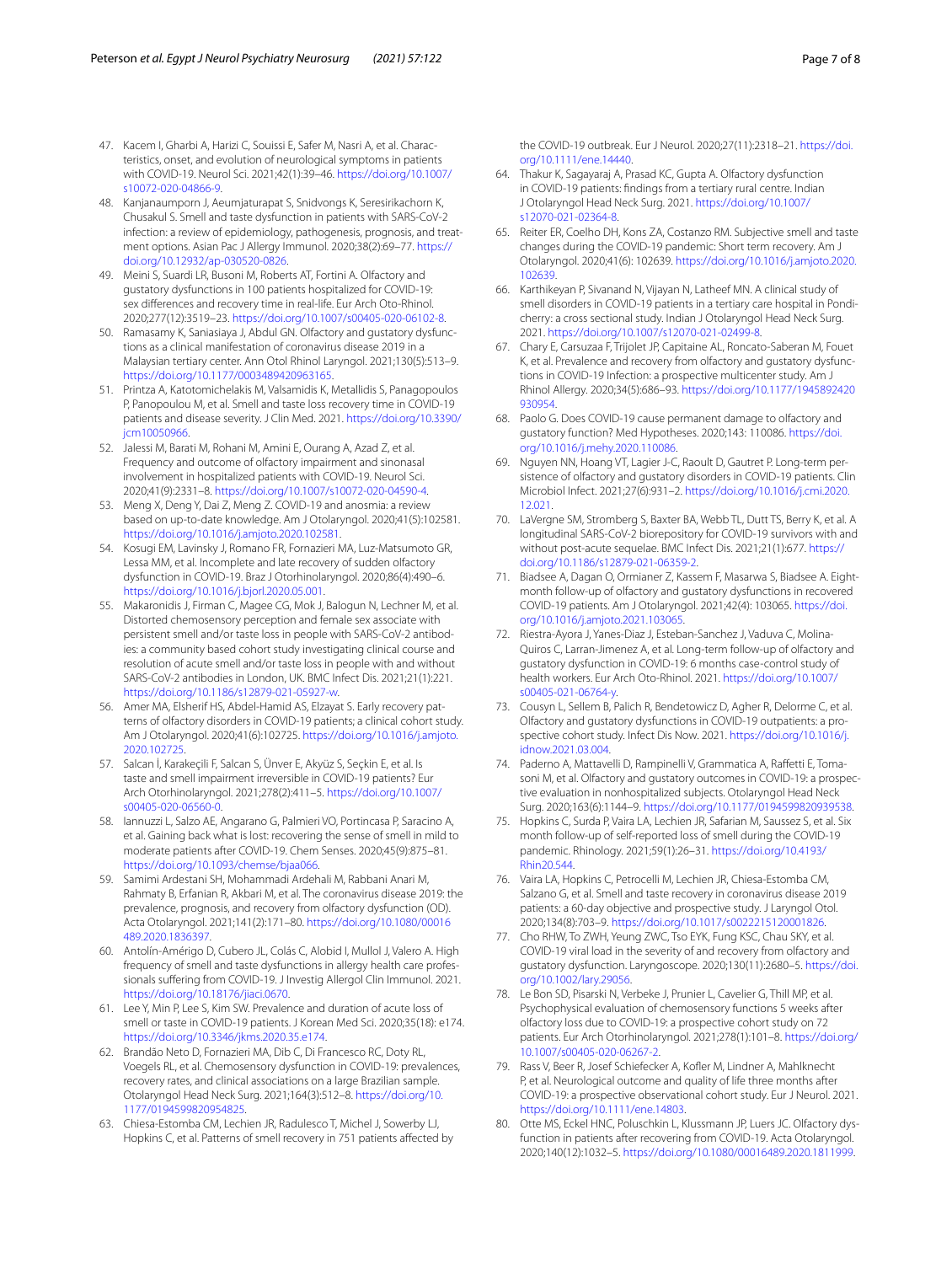47. Kacem I, Gharbi A, Harizi C, Souissi E, Safer M, Nasri A, et al. Characteristics, onset, and evolution of neurological symptoms in patients with COVID-19. Neurol Sci. 2021;42(1):39–46. https://doi.org/10.1007/s10072-020-04866-9.
48. Kanjanaumporn J, Aeumjaturapat S, Snidvongs K, Seresirikachorn K, Chusakul S. Smell and taste dysfunction in patients with SARS-CoV-2 infection: a review of epidemiology, pathogenesis, prognosis, and treatment options. Asian Pac J Allergy Immunol. 2020;38(2):69–77. https://doi.org/10.12932/ap-030520-0826.
49. Meini S, Suardi LR, Busoni M, Roberts AT, Fortini A. Olfactory and gustatory dysfunctions in 100 patients hospitalized for COVID-19: sex differences and recovery time in real-life. Eur Arch Oto-Rhinol. 2020;277(12):3519–23. https://doi.org/10.1007/s00405-020-06102-8.
50. Ramasamy K, Saniasiaya J, Abdul GN. Olfactory and gustatory dysfunctions as a clinical manifestation of coronavirus disease 2019 in a Malaysian tertiary center. Ann Otol Rhinol Laryngol. 2021;130(5):513–9. https://doi.org/10.1177/0003489420963165.
51. Printza A, Katotomichelakis M, Valsamidis K, Metallidis S, Panagopoulos P, Panopoulou M, et al. Smell and taste loss recovery time in COVID-19 patients and disease severity. J Clin Med. 2021. https://doi.org/10.3390/jcm10050966.
52. Jalessi M, Barati M, Rohani M, Amini E, Ourang A, Azad Z, et al. Frequency and outcome of olfactory impairment and sinonasal involvement in hospitalized patients with COVID-19. Neurol Sci. 2020;41(9):2331–8. https://doi.org/10.1007/s10072-020-04590-4.
53. Meng X, Deng Y, Dai Z, Meng Z. COVID-19 and anosmia: a review based on up-to-date knowledge. Am J Otolaryngol. 2020;41(5):102581. https://doi.org/10.1016/j.amjoto.2020.102581.
54. Kosugi EM, Lavinsky J, Romano FR, Fornazieri MA, Luz-Matsumoto GR, Lessa MM, et al. Incomplete and late recovery of sudden olfactory dysfunction in COVID-19. Braz J Otorhinolaryngol. 2020;86(4):490–6. https://doi.org/10.1016/j.bjorl.2020.05.001.
55. Makaronidis J, Firman C, Magee CG, Mok J, Balogun N, Lechner M, et al. Distorted chemosensory perception and female sex associate with persistent smell and/or taste loss in people with SARS-CoV-2 antibodies: a community based cohort study investigating clinical course and resolution of acute smell and/or taste loss in people with and without SARS-CoV-2 antibodies in London, UK. BMC Infect Dis. 2021;21(1):221. https://doi.org/10.1186/s12879-021-05927-w.
56. Amer MA, Elsherif HS, Abdel-Hamid AS, Elzayat S. Early recovery patterns of olfactory disorders in COVID-19 patients; a clinical cohort study. Am J Otolaryngol. 2020;41(6):102725. https://doi.org/10.1016/j.amjoto.2020.102725.
57. Salcan İ, Karakeçili F, Salcan S, Ünver E, Akyüz S, Seçkin E, et al. Is taste and smell impairment irreversible in COVID-19 patients? Eur Arch Otorhinolaryngol. 2021;278(2):411–5. https://doi.org/10.1007/s00405-020-06560-0.
58. Iannuzzi L, Salzo AE, Angarano G, Palmieri VO, Portincasa P, Saracino A, et al. Gaining back what is lost: recovering the sense of smell in mild to moderate patients after COVID-19. Chem Senses. 2020;45(9):875–81. https://doi.org/10.1093/chemse/bjaa066.
59. Samimi Ardestani SH, Mohammadi Ardehali M, Rabbani Anari M, Rahmaty B, Erfanian R, Akbari M, et al. The coronavirus disease 2019: the prevalence, prognosis, and recovery from olfactory dysfunction (OD). Acta Otolaryngol. 2021;141(2):171–80. https://doi.org/10.1080/00016489.2020.1836397.
60. Antolín-Amérigo D, Cubero JL, Colás C, Alobid I, Mullol J, Valero A. High frequency of smell and taste dysfunctions in allergy health care professionals suffering from COVID-19. J Investig Allergol Clin Immunol. 2021. https://doi.org/10.18176/jiaci.0670.
61. Lee Y, Min P, Lee S, Kim SW. Prevalence and duration of acute loss of smell or taste in COVID-19 patients. J Korean Med Sci. 2020;35(18): e174. https://doi.org/10.3346/jkms.2020.35.e174.
62. Brandão Neto D, Fornazieri MA, Dib C, Di Francesco RC, Doty RL, Voegels RL, et al. Chemosensory dysfunction in COVID-19: prevalences, recovery rates, and clinical associations on a large Brazilian sample. Otolaryngol Head Neck Surg. 2021;164(3):512–8. https://doi.org/10.1177/0194599820954825.
63. Chiesa-Estomba CM, Lechien JR, Radulesco T, Michel J, Sowerby LJ, Hopkins C, et al. Patterns of smell recovery in 751 patients affected by the COVID-19 outbreak. Eur J Neurol. 2020;27(11):2318–21. https://doi.org/10.1111/ene.14440.
64. Thakur K, Sagayaraj A, Prasad KC, Gupta A. Olfactory dysfunction in COVID-19 patients: findings from a tertiary rural centre. Indian J Otolaryngol Head Neck Surg. 2021. https://doi.org/10.1007/s12070-021-02364-8.
65. Reiter ER, Coelho DH, Kons ZA, Costanzo RM. Subjective smell and taste changes during the COVID-19 pandemic: Short term recovery. Am J Otolaryngol. 2020;41(6): 102639. https://doi.org/10.1016/j.amjoto.2020.102639.
66. Karthikeyan P, Sivanand N, Vijayan N, Latheef MN. A clinical study of smell disorders in COVID-19 patients in a tertiary care hospital in Pondicherry: a cross sectional study. Indian J Otolaryngol Head Neck Surg. 2021. https://doi.org/10.1007/s12070-021-02499-8.
67. Chary E, Carsuzaa F, Trijolet JP, Capitaine AL, Roncato-Saberan M, Fouet K, et al. Prevalence and recovery from olfactory and gustatory dysfunctions in COVID-19 Infection: a prospective multicenter study. Am J Rhinol Allergy. 2020;34(5):686–93. https://doi.org/10.1177/1945892420930954.
68. Paolo G. Does COVID-19 cause permanent damage to olfactory and gustatory function? Med Hypotheses. 2020;143: 110086. https://doi.org/10.1016/j.mehy.2020.110086.
69. Nguyen NN, Hoang VT, Lagier J-C, Raoult D, Gautret P. Long-term persistence of olfactory and gustatory disorders in COVID-19 patients. Clin Microbiol Infect. 2021;27(6):931–2. https://doi.org/10.1016/j.cmi.2020.12.021.
70. LaVergne SM, Stromberg S, Baxter BA, Webb TL, Dutt TS, Berry K, et al. A longitudinal SARS-CoV-2 biorepository for COVID-19 survivors with and without post-acute sequelae. BMC Infect Dis. 2021;21(1):677. https://doi.org/10.1186/s12879-021-06359-2.
71. Biadsee A, Dagan O, Ormianer Z, Kassem F, Masarwa S, Biadsee A. Eight-month follow-up of olfactory and gustatory dysfunctions in recovered COVID-19 patients. Am J Otolaryngol. 2021;42(4): 103065. https://doi.org/10.1016/j.amjoto.2021.103065.
72. Riestra-Ayora J, Yanes-Diaz J, Esteban-Sanchez J, Vaduva C, Molina-Quiros C, Larran-Jimenez A, et al. Long-term follow-up of olfactory and gustatory dysfunction in COVID-19: 6 months case-control study of health workers. Eur Arch Oto-Rhinol. 2021. https://doi.org/10.1007/s00405-021-06764-y.
73. Cousyn L, Sellem B, Palich R, Bendetowicz D, Agher R, Delorme C, et al. Olfactory and gustatory dysfunctions in COVID-19 outpatients: a prospective cohort study. Infect Dis Now. 2021. https://doi.org/10.1016/j.idnow.2021.03.004.
74. Paderno A, Mattavelli D, Rampinelli V, Grammatica A, Raffetti E, Tomasoni M, et al. Olfactory and gustatory outcomes in COVID-19: a prospective evaluation in nonhospitalized subjects. Otolaryngol Head Neck Surg. 2020;163(6):1144–9. https://doi.org/10.1177/0194599820939538.
75. Hopkins C, Surda P, Vaira LA, Lechien JR, Safarian M, Saussez S, et al. Six month follow-up of self-reported loss of smell during the COVID-19 pandemic. Rhinology. 2021;59(1):26–31. https://doi.org/10.4193/Rhin20.544.
76. Vaira LA, Hopkins C, Petrocelli M, Lechien JR, Chiesa-Estomba CM, Salzano G, et al. Smell and taste recovery in coronavirus disease 2019 patients: a 60-day objective and prospective study. J Laryngol Otol. 2020;134(8):703–9. https://doi.org/10.1017/s0022215120001826.
77. Cho RHW, To ZWH, Yeung ZWC, Tso EYK, Fung KSC, Chau SKY, et al. COVID-19 viral load in the severity of and recovery from olfactory and gustatory dysfunction. Laryngoscope. 2020;130(11):2680–5. https://doi.org/10.1002/lary.29056.
78. Le Bon SD, Pisarski N, Verbeke J, Prunier L, Cavelier G, Thill MP, et al. Psychophysical evaluation of chemosensory functions 5 weeks after olfactory loss due to COVID-19: a prospective cohort study on 72 patients. Eur Arch Otorhinolaryngol. 2021;278(1):101–8. https://doi.org/10.1007/s00405-020-06267-2.
79. Rass V, Beer R, Josef Schiefecker A, Kofler M, Lindner A, Mahlknecht P, et al. Neurological outcome and quality of life three months after COVID-19: a prospective observational cohort study. Eur J Neurol. 2021. https://doi.org/10.1111/ene.14803.
80. Otte MS, Eckel HNC, Poluschkin L, Klussmann JP, Luers JC. Olfactory dysfunction in patients after recovering from COVID-19. Acta Otolaryngol. 2020;140(12):1032–5. https://doi.org/10.1080/00016489.2020.1811999.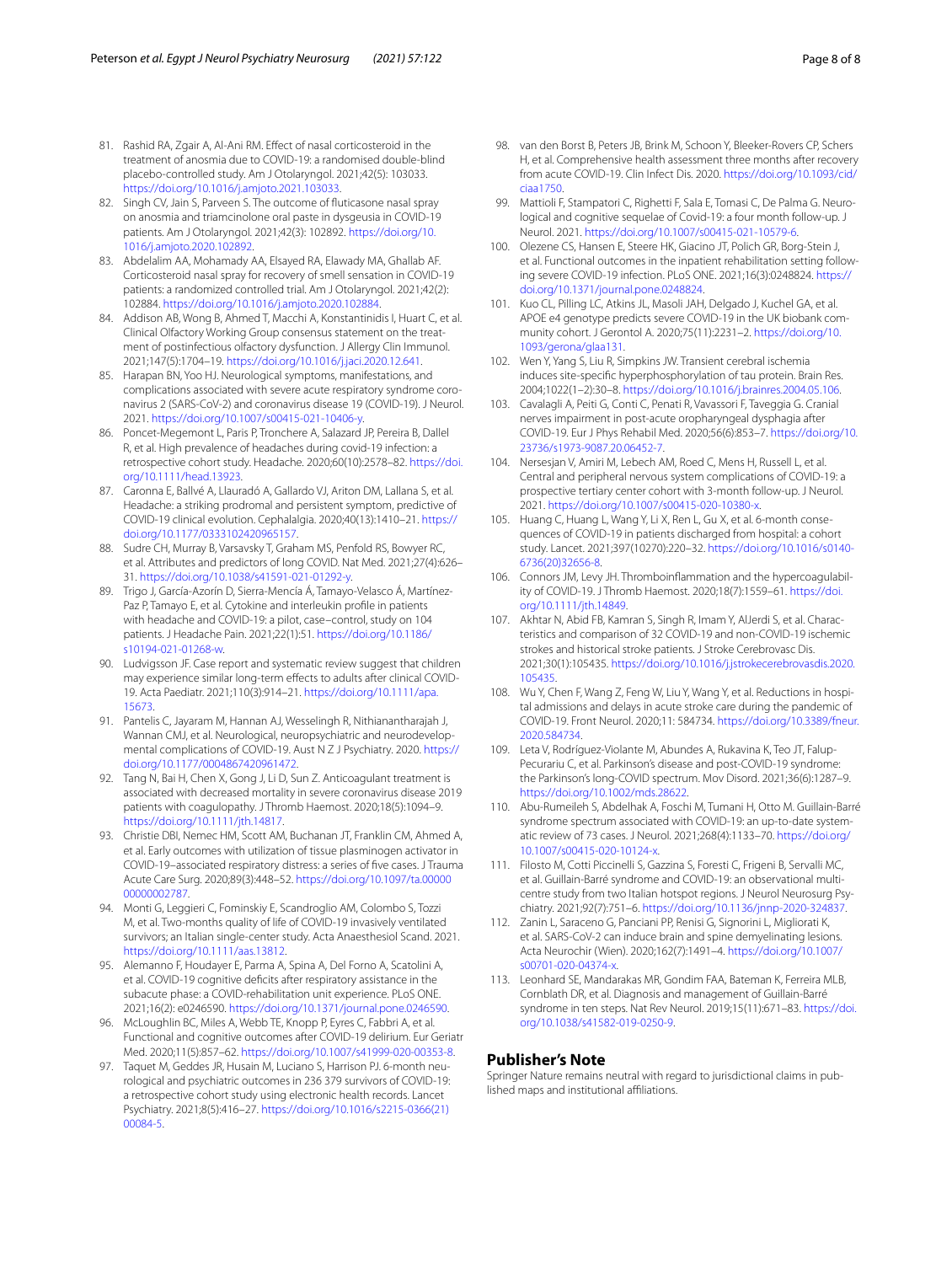81. Rashid RA, Zgair A, Al-Ani RM. Effect of nasal corticosteroid in the treatment of anosmia due to COVID-19: a randomised double-blind placebo-controlled study. Am J Otolaryngol. 2021;42(5): 103033. https://doi.org/10.1016/j.amjoto.2021.103033.
82. Singh CV, Jain S, Parveen S. The outcome of fluticasone nasal spray on anosmia and triamcinolone oral paste in dysgeusia in COVID-19 patients. Am J Otolaryngol. 2021;42(3): 102892. https://doi.org/10.1016/j.amjoto.2020.102892.
83. Abdelalim AA, Mohamady AA, Elsayed RA, Elawady MA, Ghallab AF. Corticosteroid nasal spray for recovery of smell sensation in COVID-19 patients: a randomized controlled trial. Am J Otolaryngol. 2021;42(2): 102884. https://doi.org/10.1016/j.amjoto.2020.102884.
84. Addison AB, Wong B, Ahmed T, Macchi A, Konstantinidis I, Huart C, et al. Clinical Olfactory Working Group consensus statement on the treatment of postinfectious olfactory dysfunction. J Allergy Clin Immunol. 2021;147(5):1704–19. https://doi.org/10.1016/j.jaci.2020.12.641.
85. Harapan BN, Yoo HJ. Neurological symptoms, manifestations, and complications associated with severe acute respiratory syndrome coronavirus 2 (SARS-CoV-2) and coronavirus disease 19 (COVID-19). J Neurol. 2021. https://doi.org/10.1007/s00415-021-10406-y.
86. Poncet-Megemont L, Paris P, Tronchere A, Salazard JP, Pereira B, Dallel R, et al. High prevalence of headaches during covid-19 infection: a retrospective cohort study. Headache. 2020;60(10):2578–82. https://doi.org/10.1111/head.13923.
87. Caronna E, Ballvé A, Llauradó A, Gallardo VJ, Ariton DM, Lallana S, et al. Headache: a striking prodromal and persistent symptom, predictive of COVID-19 clinical evolution. Cephalalgia. 2020;40(13):1410–21. https://doi.org/10.1177/0333102420965157.
88. Sudre CH, Murray B, Varsavsky T, Graham MS, Penfold RS, Bowyer RC, et al. Attributes and predictors of long COVID. Nat Med. 2021;27(4):626–31. https://doi.org/10.1038/s41591-021-01292-y.
89. Trigo J, García-Azorín D, Sierra-Mencía Á, Tamayo-Velasco Á, Martínez-Paz P, Tamayo E, et al. Cytokine and interleukin profile in patients with headache and COVID-19: a pilot, case–control, study on 104 patients. J Headache Pain. 2021;22(1):51. https://doi.org/10.1186/s10194-021-01268-w.
90. Ludvigsson JF. Case report and systematic review suggest that children may experience similar long-term effects to adults after clinical COVID-19. Acta Paediatr. 2021;110(3):914–21. https://doi.org/10.1111/apa.15673.
91. Pantelis C, Jayaram M, Hannan AJ, Wesselingh R, Nithianantharajah J, Wannan CMJ, et al. Neurological, neuropsychiatric and neurodevelopmental complications of COVID-19. Aust N Z J Psychiatry. 2020. https://doi.org/10.1177/0004867420961472.
92. Tang N, Bai H, Chen X, Gong J, Li D, Sun Z. Anticoagulant treatment is associated with decreased mortality in severe coronavirus disease 2019 patients with coagulopathy. J Thromb Haemost. 2020;18(5):1094–9. https://doi.org/10.1111/jth.14817.
93. Christie DBI, Nemec HM, Scott AM, Buchanan JT, Franklin CM, Ahmed A, et al. Early outcomes with utilization of tissue plasminogen activator in COVID-19–associated respiratory distress: a series of five cases. J Trauma Acute Care Surg. 2020;89(3):448–52. https://doi.org/10.1097/ta.0000000000002787.
94. Monti G, Leggieri C, Fominskiy E, Scandroglio AM, Colombo S, Tozzi M, et al. Two-months quality of life of COVID-19 invasively ventilated survivors; an Italian single-center study. Acta Anaesthesiol Scand. 2021. https://doi.org/10.1111/aas.13812.
95. Alemanno F, Houdayer E, Parma A, Spina A, Del Forno A, Scatolini A, et al. COVID-19 cognitive deficits after respiratory assistance in the subacute phase: a COVID-rehabilitation unit experience. PLoS ONE. 2021;16(2): e0246590. https://doi.org/10.1371/journal.pone.0246590.
96. McLoughlin BC, Miles A, Webb TE, Knopp P, Eyres C, Fabbri A, et al. Functional and cognitive outcomes after COVID-19 delirium. Eur Geriatr Med. 2020;11(5):857–62. https://doi.org/10.1007/s41999-020-00353-8.
97. Taquet M, Geddes JR, Husain M, Luciano S, Harrison PJ. 6-month neurological and psychiatric outcomes in 236 379 survivors of COVID-19: a retrospective cohort study using electronic health records. Lancet Psychiatry. 2021;8(5):416–27. https://doi.org/10.1016/s2215-0366(21)00084-5.
98. van den Borst B, Peters JB, Brink M, Schoon Y, Bleeker-Rovers CP, Schers H, et al. Comprehensive health assessment three months after recovery from acute COVID-19. Clin Infect Dis. 2020. https://doi.org/10.1093/cid/ciaa1750.
99. Mattioli F, Stampatori C, Righetti F, Sala E, Tomasi C, De Palma G. Neurological and cognitive sequelae of Covid-19: a four month follow-up. J Neurol. 2021. https://doi.org/10.1007/s00415-021-10579-6.
100. Olezene CS, Hansen E, Steere HK, Giacino JT, Polich GR, Borg-Stein J, et al. Functional outcomes in the inpatient rehabilitation setting following severe COVID-19 infection. PLoS ONE. 2021;16(3):0248824. https://doi.org/10.1371/journal.pone.0248824.
101. Kuo CL, Pilling LC, Atkins JL, Masoli JAH, Delgado J, Kuchel GA, et al. APOE e4 genotype predicts severe COVID-19 in the UK biobank community cohort. J Gerontol A. 2020;75(11):2231–2. https://doi.org/10.1093/gerona/glaa131.
102. Wen Y, Yang S, Liu R, Simpkins JW. Transient cerebral ischemia induces site-specific hyperphosphorylation of tau protein. Brain Res. 2004;1022(1–2):30–8. https://doi.org/10.1016/j.brainres.2004.05.106.
103. Cavalagli A, Peiti G, Conti C, Penati R, Vavassori F, Taveggia G. Cranial nerves impairment in post-acute oropharyngeal dysphagia after COVID-19. Eur J Phys Rehabil Med. 2020;56(6):853–7. https://doi.org/10.23736/s1973-9087.20.06452-7.
104. Nersesjan V, Amiri M, Lebech AM, Roed C, Mens H, Russell L, et al. Central and peripheral nervous system complications of COVID-19: a prospective tertiary center cohort with 3-month follow-up. J Neurol. 2021. https://doi.org/10.1007/s00415-020-10380-x.
105. Huang C, Huang L, Wang Y, Li X, Ren L, Gu X, et al. 6-month consequences of COVID-19 in patients discharged from hospital: a cohort study. Lancet. 2021;397(10270):220–32. https://doi.org/10.1016/s0140-6736(20)32656-8.
106. Connors JM, Levy JH. Thromboinflammation and the hypercoagulability of COVID-19. J Thromb Haemost. 2020;18(7):1559–61. https://doi.org/10.1111/jth.14849.
107. Akhtar N, Abid FB, Kamran S, Singh R, Imam Y, AlJerdi S, et al. Characteristics and comparison of 32 COVID-19 and non-COVID-19 ischemic strokes and historical stroke patients. J Stroke Cerebrovasc Dis. 2021;30(1):105435. https://doi.org/10.1016/j.jstrokecerebrovasdis.2020.105435.
108. Wu Y, Chen F, Wang Z, Feng W, Liu Y, Wang Y, et al. Reductions in hospital admissions and delays in acute stroke care during the pandemic of COVID-19. Front Neurol. 2020;11: 584734. https://doi.org/10.3389/fneur.2020.584734.
109. Leta V, Rodríguez-Violante M, Abundes A, Rukavina K, Teo JT, Falup-Pecurariu C, et al. Parkinson's disease and post-COVID-19 syndrome: the Parkinson's long-COVID spectrum. Mov Disord. 2021;36(6):1287–9. https://doi.org/10.1002/mds.28622.
110. Abu-Rumeileh S, Abdelhak A, Foschi M, Tumani H, Otto M. Guillain-Barré syndrome spectrum associated with COVID-19: an up-to-date systematic review of 73 cases. J Neurol. 2021;268(4):1133–70. https://doi.org/10.1007/s00415-020-10124-x.
111. Filosto M, Cotti Piccinelli S, Gazzina S, Foresti C, Frigeni B, Servalli MC, et al. Guillain-Barré syndrome and COVID-19: an observational multicentre study from two Italian hotspot regions. J Neurol Neurosurg Psychiatry. 2021;92(7):751–6. https://doi.org/10.1136/jnnp-2020-324837.
112. Zanin L, Saraceno G, Panciani PP, Renisi G, Signorini L, Migliorati K, et al. SARS-CoV-2 can induce brain and spine demyelinating lesions. Acta Neurochir (Wien). 2020;162(7):1491–4. https://doi.org/10.1007/s00701-020-04374-x.
113. Leonhard SE, Mandarakas MR, Gondim FAA, Bateman K, Ferreira MLB, Cornblath DR, et al. Diagnosis and management of Guillain-Barré syndrome in ten steps. Nat Rev Neurol. 2019;15(11):671–83. https://doi.org/10.1038/s41582-019-0250-9.

## Publisher's Note

Springer Nature remains neutral with regard to jurisdictional claims in published maps and institutional affiliations.